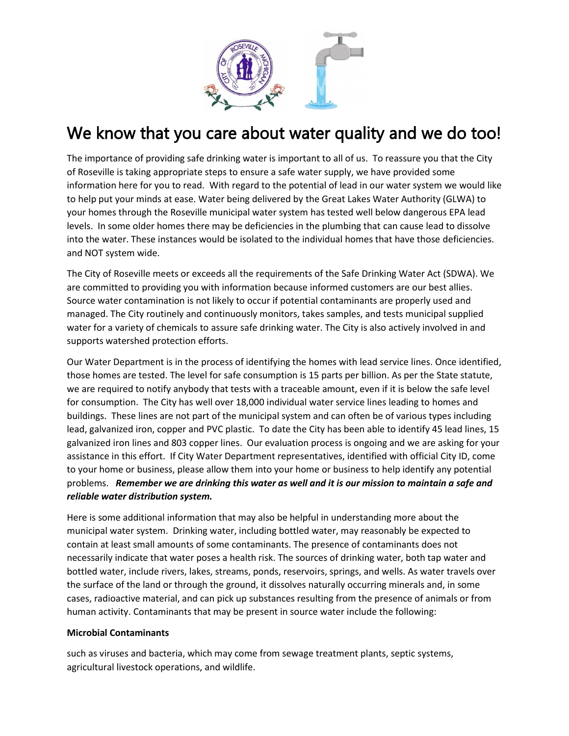# We know that you care about water quality and we do too!

The importance of providing safe drinking water is important to all of us. To reassure you that the City of Roseville is taking appropriate steps to ensure a safe water supply, we have provided some information here for you to read. With regard to the potential of lead in our water system we would like to help put your minds at ease. Water being delivered by the Great Lakes Water Authority (GLWA) to your homes through the Roseville municipal water system has tested well below dangerous EPA lead levels. In some older homes there may be deficiencies in the plumbing that can cause lead to dissolve into the water. These instances would be isolated to the individual homes that have those deficiencies. and NOT system wide.

The City of Roseville meets or exceeds all the requirements of the Safe Drinking Water Act (SDWA). We are committed to providing you with information because informed customers are our best allies. Source water contamination is not likely to occur if potential contaminants are properly used and managed. The City routinely and continuously monitors, takes samples, and tests municipal supplied water for a variety of chemicals to assure safe drinking water. The City is also actively involved in and supports watershed protection efforts.

Our Water Department is in the process of identifying the homes with lead service lines. Once identified, those homes are tested. The level for safe consumption is 15 parts per billion. As per the State statute, we are required to notify anybody that tests with a traceable amount, even if it is below the safe level for consumption. The City has well over 18,000 individual water service lines leading to homes and buildings. These lines are not part of the municipal system and can often be of various types including lead, galvanized iron, copper and PVC plastic. To date the City has been able to identify 45 lead lines, 15 galvanized iron lines and 803 copper lines. Our evaluation process is ongoing and we are asking for your assistance in this effort. If City Water Department representatives, identified with official City ID, come to your home or business, please allow them into your home or business to help identify any potential problems. ***Remember we are drinking this water as well and it is our mission to maintain a safe and reliable water distribution system.***

Here is some additional information that may also be helpful in understanding more about the municipal water system. Drinking water, including bottled water, may reasonably be expected to contain at least small amounts of some contaminants. The presence of contaminants does not necessarily indicate that water poses a health risk. The sources of drinking water, both tap water and bottled water, include rivers, lakes, streams, ponds, reservoirs, springs, and wells. As water travels over the surface of the land or through the ground, it dissolves naturally occurring minerals and, in some cases, radioactive material, and can pick up substances resulting from the presence of animals or from human activity. Contaminants that may be present in source water include the following:

**Microbial Contaminants**

such as viruses and bacteria, which may come from sewage treatment plants, septic systems, agricultural livestock operations, and wildlife.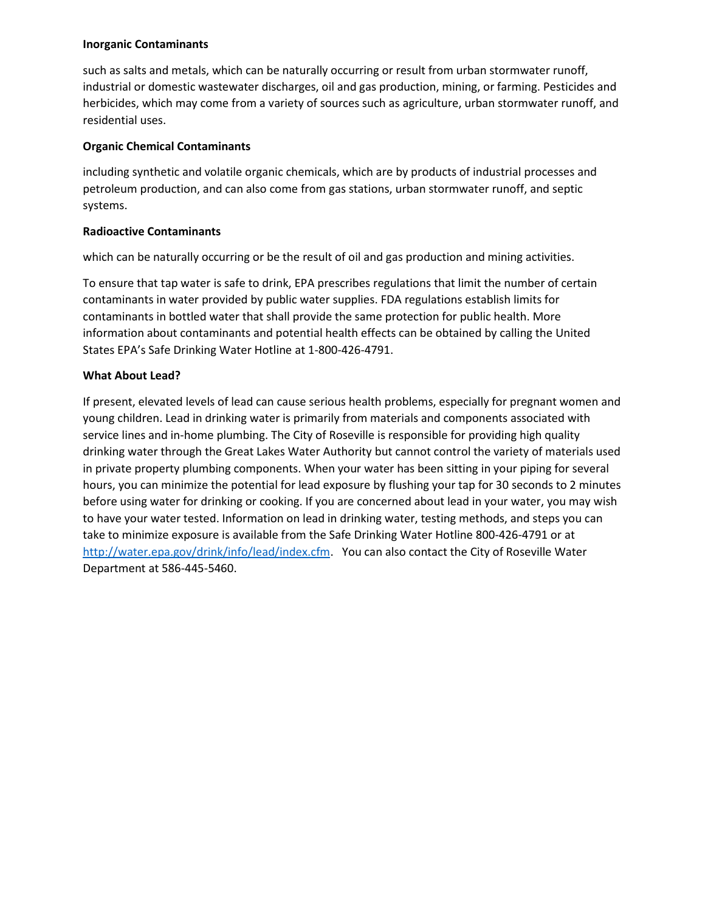**Inorganic Contaminants**

such as salts and metals, which can be naturally occurring or result from urban stormwater runoff, industrial or domestic wastewater discharges, oil and gas production, mining, or farming. Pesticides and herbicides, which may come from a variety of sources such as agriculture, urban stormwater runoff, and residential uses.

**Organic Chemical Contaminants**

including synthetic and volatile organic chemicals, which are by products of industrial processes and petroleum production, and can also come from gas stations, urban stormwater runoff, and septic systems.

**Radioactive Contaminants**

which can be naturally occurring or be the result of oil and gas production and mining activities.

To ensure that tap water is safe to drink, EPA prescribes regulations that limit the number of certain contaminants in water provided by public water supplies. FDA regulations establish limits for contaminants in bottled water that shall provide the same protection for public health. More information about contaminants and potential health effects can be obtained by calling the United States EPA's Safe Drinking Water Hotline at 1-800-426-4791.

**What About Lead?**

If present, elevated levels of lead can cause serious health problems, especially for pregnant women and young children. Lead in drinking water is primarily from materials and components associated with service lines and in-home plumbing. The City of Roseville is responsible for providing high quality drinking water through the Great Lakes Water Authority but cannot control the variety of materials used in private property plumbing components. When your water has been sitting in your piping for several hours, you can minimize the potential for lead exposure by flushing your tap for 30 seconds to 2 minutes before using water for drinking or cooking. If you are concerned about lead in your water, you may wish to have your water tested. Information on lead in drinking water, testing methods, and steps you can take to minimize exposure is available from the Safe Drinking Water Hotline 800-426-4791 or at [http://water.epa.gov/drink/info/lead/index.cfm](http://water.epa.gov/drink/info/lead/index.cfm). You can also contact the City of Roseville Water Department at 586-445-5460.